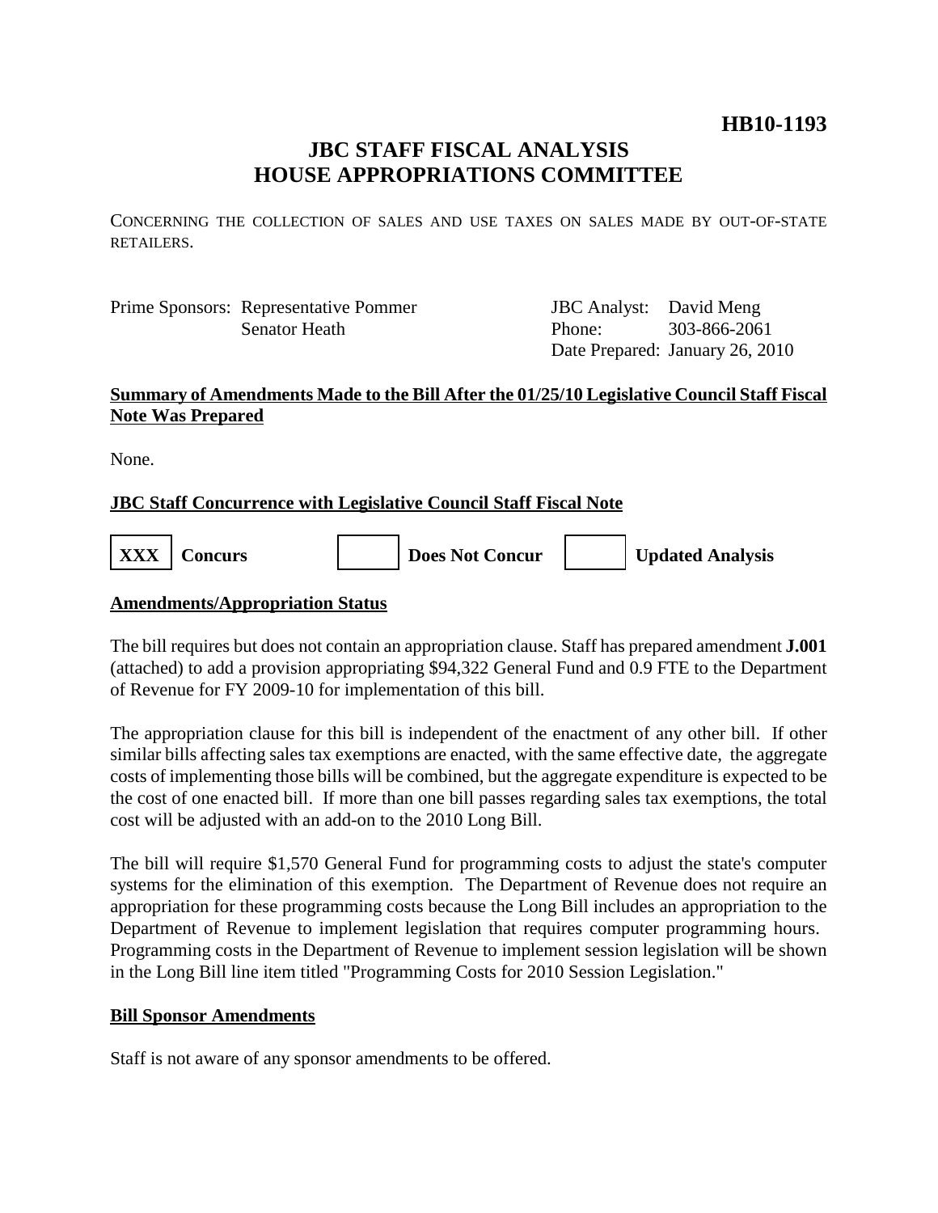**HB10-1193**

# JBC STAFF FISCAL ANALYSIS
# HOUSE APPROPRIATIONS COMMITTEE

CONCERNING THE COLLECTION OF SALES AND USE TAXES ON SALES MADE BY OUT-OF-STATE RETAILERS.

| Prime Sponsors: | Representative Pommer | JBC Analyst: | David Meng |
|---|---|---|---|
| | Senator Heath | Phone: | 303-866-2061 |
| | | Date Prepared: | January 26, 2010 |

**Summary of Amendments Made to the Bill After the 01/25/10 Legislative Council Staff Fiscal Note Was Prepared**

None.

**JBC Staff Concurrence with Legislative Council Staff Fiscal Note**

| XXX | Concurs | | Does Not Concur | | Updated Analysis |
|---|---|---|---|---|---|

**Amendments/Appropriation Status**

The bill requires but does not contain an appropriation clause. Staff has prepared amendment **J.001** (attached) to add a provision appropriating $94,322 General Fund and 0.9 FTE to the Department of Revenue for FY 2009-10 for implementation of this bill.

The appropriation clause for this bill is independent of the enactment of any other bill. If other similar bills affecting sales tax exemptions are enacted, with the same effective date, the aggregate costs of implementing those bills will be combined, but the aggregate expenditure is expected to be the cost of one enacted bill. If more than one bill passes regarding sales tax exemptions, the total cost will be adjusted with an add-on to the 2010 Long Bill.

The bill will require $1,570 General Fund for programming costs to adjust the state's computer systems for the elimination of this exemption. The Department of Revenue does not require an appropriation for these programming costs because the Long Bill includes an appropriation to the Department of Revenue to implement legislation that requires computer programming hours. Programming costs in the Department of Revenue to implement session legislation will be shown in the Long Bill line item titled "Programming Costs for 2010 Session Legislation."

**Bill Sponsor Amendments**

Staff is not aware of any sponsor amendments to be offered.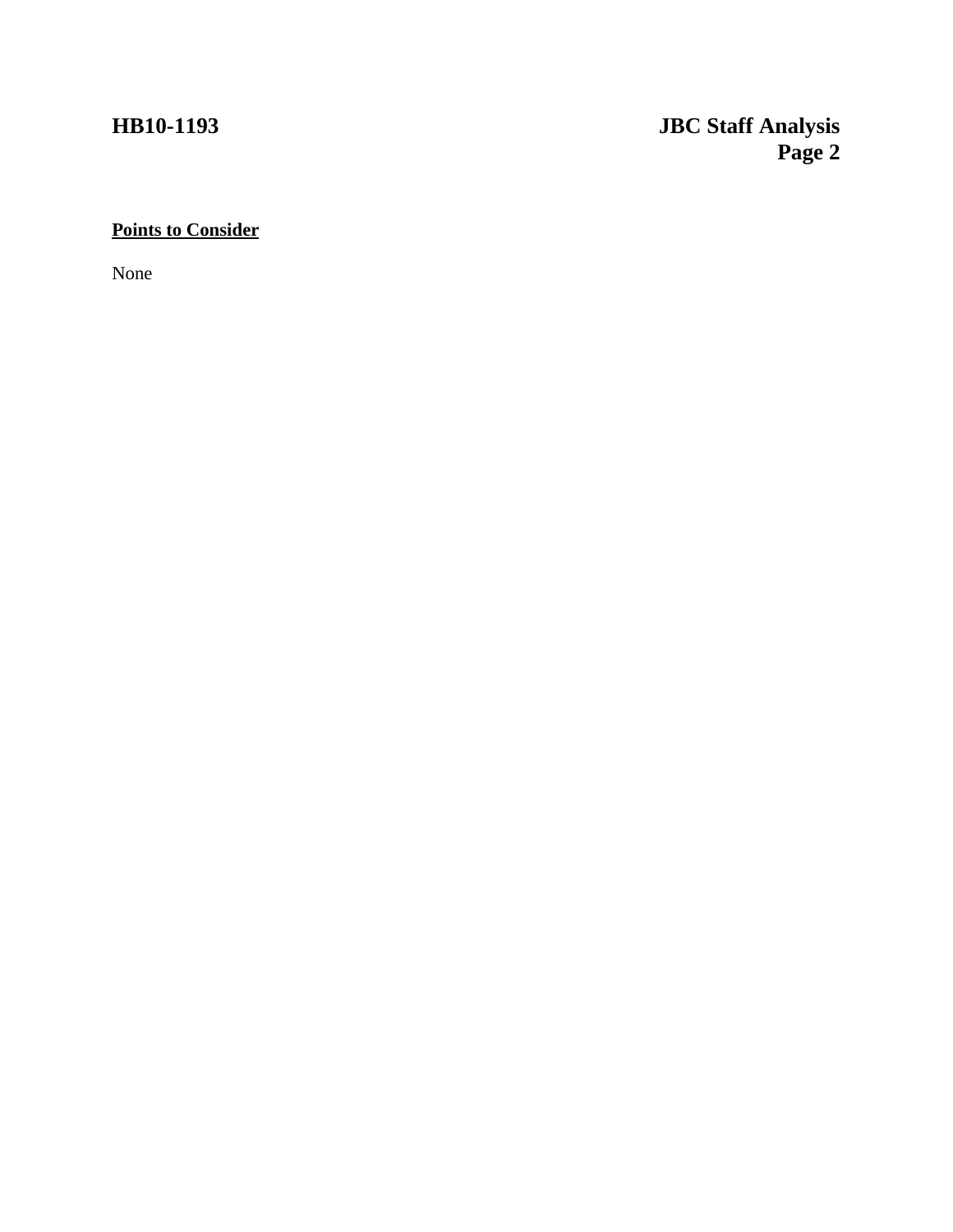**Points to Consider**

None